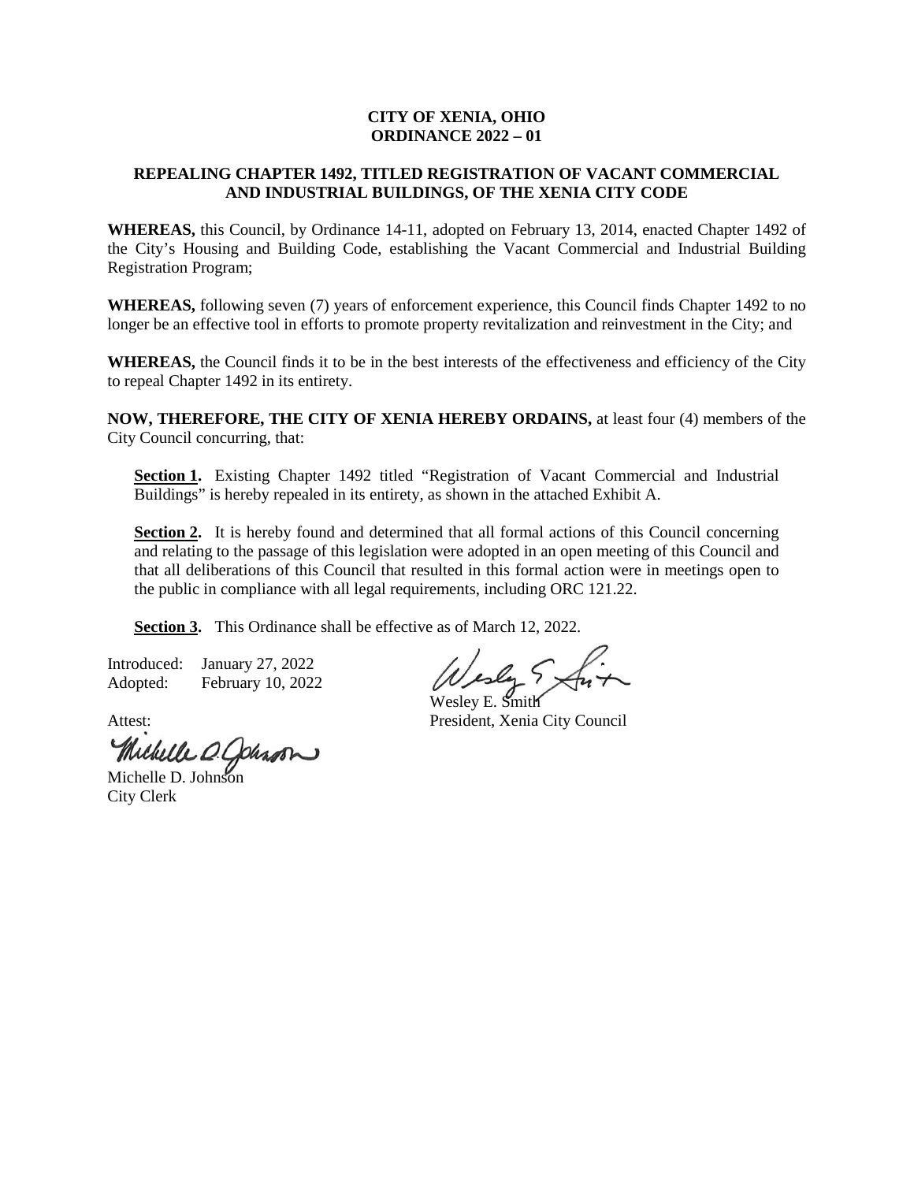**CITY OF XENIA, OHIO**
**ORDINANCE 2022 – 01**

**REPEALING CHAPTER 1492, TITLED REGISTRATION OF VACANT COMMERCIAL AND INDUSTRIAL BUILDINGS, OF THE XENIA CITY CODE**

**WHEREAS,** this Council, by Ordinance 14-11, adopted on February 13, 2014, enacted Chapter 1492 of the City's Housing and Building Code, establishing the Vacant Commercial and Industrial Building Registration Program;

**WHEREAS,** following seven (7) years of enforcement experience, this Council finds Chapter 1492 to no longer be an effective tool in efforts to promote property revitalization and reinvestment in the City; and

**WHEREAS,** the Council finds it to be in the best interests of the effectiveness and efficiency of the City to repeal Chapter 1492 in its entirety.

**NOW, THEREFORE, THE CITY OF XENIA HEREBY ORDAINS,** at least four (4) members of the City Council concurring, that:

**Section 1.** Existing Chapter 1492 titled "Registration of Vacant Commercial and Industrial Buildings" is hereby repealed in its entirety, as shown in the attached Exhibit A.

**Section 2.** It is hereby found and determined that all formal actions of this Council concerning and relating to the passage of this legislation were adopted in an open meeting of this Council and that all deliberations of this Council that resulted in this formal action were in meetings open to the public in compliance with all legal requirements, including ORC 121.22.

**Section 3.** This Ordinance shall be effective as of March 12, 2022.

Introduced: January 27, 2022
Adopted: February 10, 2022

Wesley E. Smith
President, Xenia City Council

Attest:

Michelle D. Johnson
City Clerk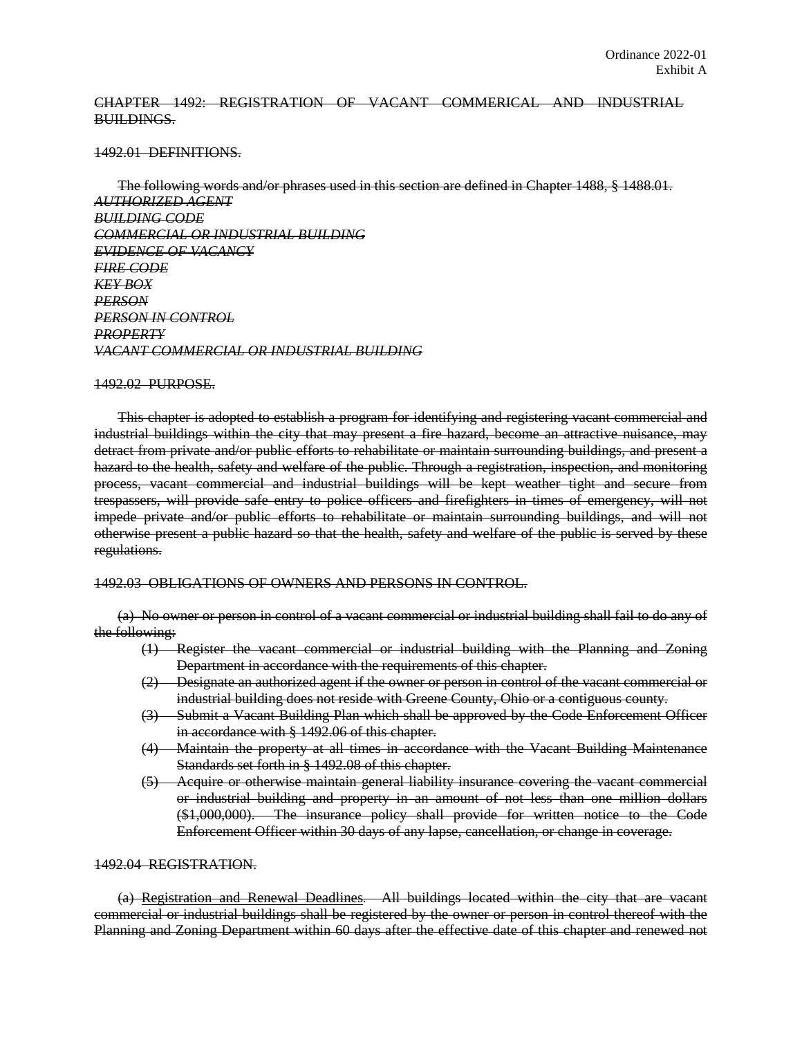Ordinance 2022-01
Exhibit A

~~CHAPTER 1492: REGISTRATION OF VACANT COMMERICAL AND INDUSTRIAL BUILDINGS.~~

~~1492.01 DEFINITIONS.~~

~~The following words and/or phrases used in this section are defined in Chapter 1488, § 1488.01.~~

~~*AUTHORIZED AGENT*~~
~~*BUILDING CODE*~~
~~*COMMERCIAL OR INDUSTRIAL BUILDING*~~
~~*EVIDENCE OF VACANCY*~~
~~*FIRE CODE*~~
~~*KEY BOX*~~
~~*PERSON*~~
~~*PERSON IN CONTROL*~~
~~*PROPERTY*~~
~~*VACANT COMMERCIAL OR INDUSTRIAL BUILDING*~~

~~1492.02 PURPOSE.~~

~~This chapter is adopted to establish a program for identifying and registering vacant commercial and industrial buildings within the city that may present a fire hazard, become an attractive nuisance, may detract from private and/or public efforts to rehabilitate or maintain surrounding buildings, and present a hazard to the health, safety and welfare of the public. Through a registration, inspection, and monitoring process, vacant commercial and industrial buildings will be kept weather tight and secure from trespassers, will provide safe entry to police officers and firefighters in times of emergency, will not impede private and/or public efforts to rehabilitate or maintain surrounding buildings, and will not otherwise present a public hazard so that the health, safety and welfare of the public is served by these regulations.~~

~~1492.03 OBLIGATIONS OF OWNERS AND PERSONS IN CONTROL.~~

~~(a) No owner or person in control of a vacant commercial or industrial building shall fail to do any of the following:~~

- ~~(1) Register the vacant commercial or industrial building with the Planning and Zoning Department in accordance with the requirements of this chapter.~~
- ~~(2) Designate an authorized agent if the owner or person in control of the vacant commercial or industrial building does not reside with Greene County, Ohio or a contiguous county.~~
- ~~(3) Submit a Vacant Building Plan which shall be approved by the Code Enforcement Officer in accordance with § 1492.06 of this chapter.~~
- ~~(4) Maintain the property at all times in accordance with the Vacant Building Maintenance Standards set forth in § 1492.08 of this chapter.~~
- ~~(5) Acquire or otherwise maintain general liability insurance covering the vacant commercial or industrial building and property in an amount of not less than one million dollars ($1,000,000). The insurance policy shall provide for written notice to the Code Enforcement Officer within 30 days of any lapse, cancellation, or change in coverage.~~

~~1492.04 REGISTRATION.~~

~~(a) Registration and Renewal Deadlines. All buildings located within the city that are vacant commercial or industrial buildings shall be registered by the owner or person in control thereof with the Planning and Zoning Department within 60 days after the effective date of this chapter and renewed not~~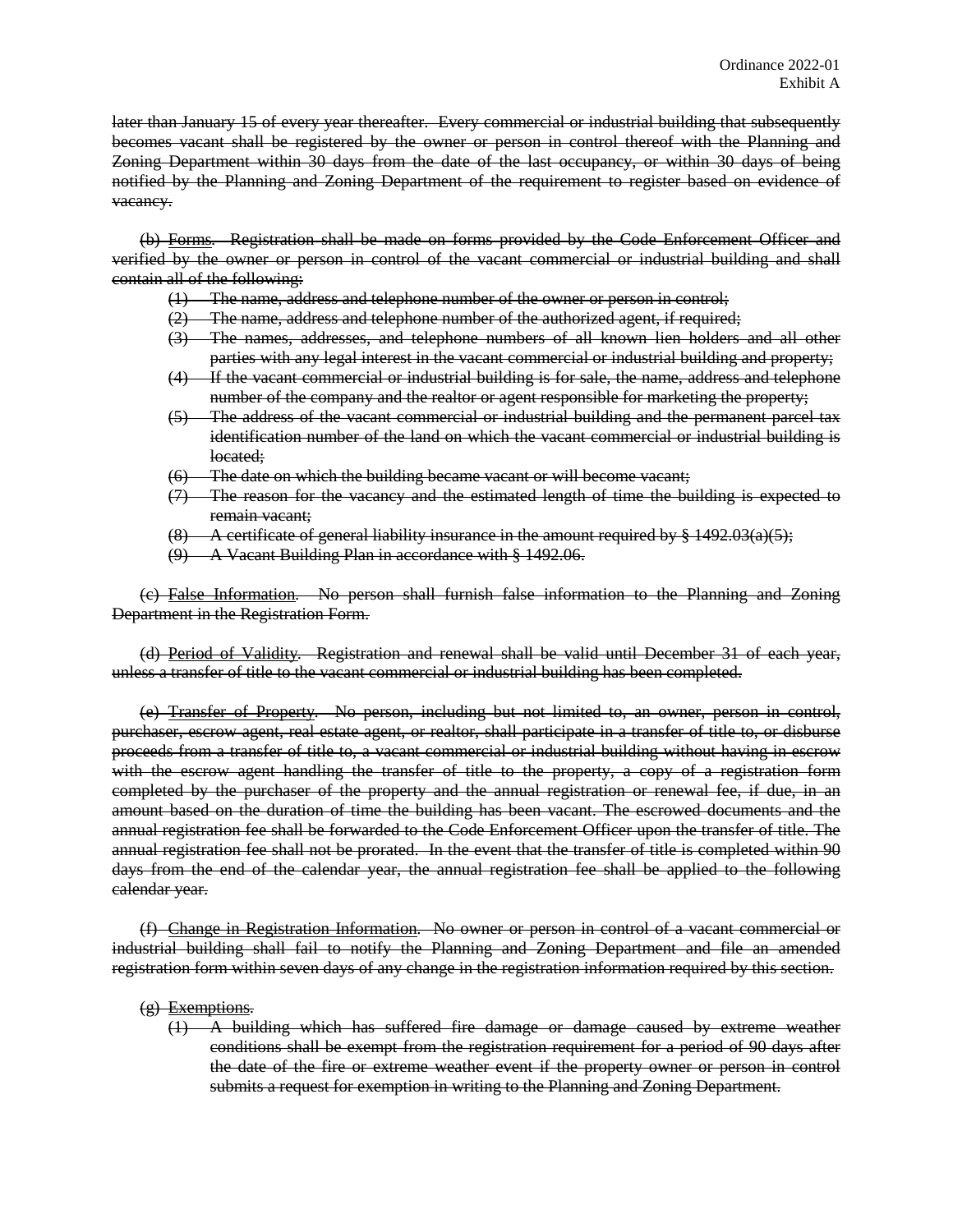~~later than January 15 of every year thereafter. Every commercial or industrial building that subsequently becomes vacant shall be registered by the owner or person in control thereof with the Planning and Zoning Department within 30 days from the date of the last occupancy, or within 30 days of being notified by the Planning and Zoning Department of the requirement to register based on evidence of vacancy.~~

~~(b) Forms. Registration shall be made on forms provided by the Code Enforcement Officer and verified by the owner or person in control of the vacant commercial or industrial building and shall contain all of the following:~~

~~(1) The name, address and telephone number of the owner or person in control;~~

~~(2) The name, address and telephone number of the authorized agent, if required;~~

~~(3) The names, addresses, and telephone numbers of all known lien holders and all other parties with any legal interest in the vacant commercial or industrial building and property;~~

~~(4) If the vacant commercial or industrial building is for sale, the name, address and telephone number of the company and the realtor or agent responsible for marketing the property;~~

~~(5) The address of the vacant commercial or industrial building and the permanent parcel tax identification number of the land on which the vacant commercial or industrial building is located;~~

~~(6) The date on which the building became vacant or will become vacant;~~

~~(7) The reason for the vacancy and the estimated length of time the building is expected to remain vacant;~~

~~(8) A certificate of general liability insurance in the amount required by § 1492.03(a)(5);~~

~~(9) A Vacant Building Plan in accordance with § 1492.06.~~

~~(c) False Information. No person shall furnish false information to the Planning and Zoning Department in the Registration Form.~~

~~(d) Period of Validity. Registration and renewal shall be valid until December 31 of each year, unless a transfer of title to the vacant commercial or industrial building has been completed.~~

~~(e) Transfer of Property. No person, including but not limited to, an owner, person in control, purchaser, escrow agent, real estate agent, or realtor, shall participate in a transfer of title to, or disburse proceeds from a transfer of title to, a vacant commercial or industrial building without having in escrow with the escrow agent handling the transfer of title to the property, a copy of a registration form completed by the purchaser of the property and the annual registration or renewal fee, if due, in an amount based on the duration of time the building has been vacant. The escrowed documents and the annual registration fee shall be forwarded to the Code Enforcement Officer upon the transfer of title. The annual registration fee shall not be prorated. In the event that the transfer of title is completed within 90 days from the end of the calendar year, the annual registration fee shall be applied to the following calendar year.~~

~~(f) Change in Registration Information. No owner or person in control of a vacant commercial or industrial building shall fail to notify the Planning and Zoning Department and file an amended registration form within seven days of any change in the registration information required by this section.~~

~~(g) Exemptions.~~

~~(1) A building which has suffered fire damage or damage caused by extreme weather conditions shall be exempt from the registration requirement for a period of 90 days after the date of the fire or extreme weather event if the property owner or person in control submits a request for exemption in writing to the Planning and Zoning Department.~~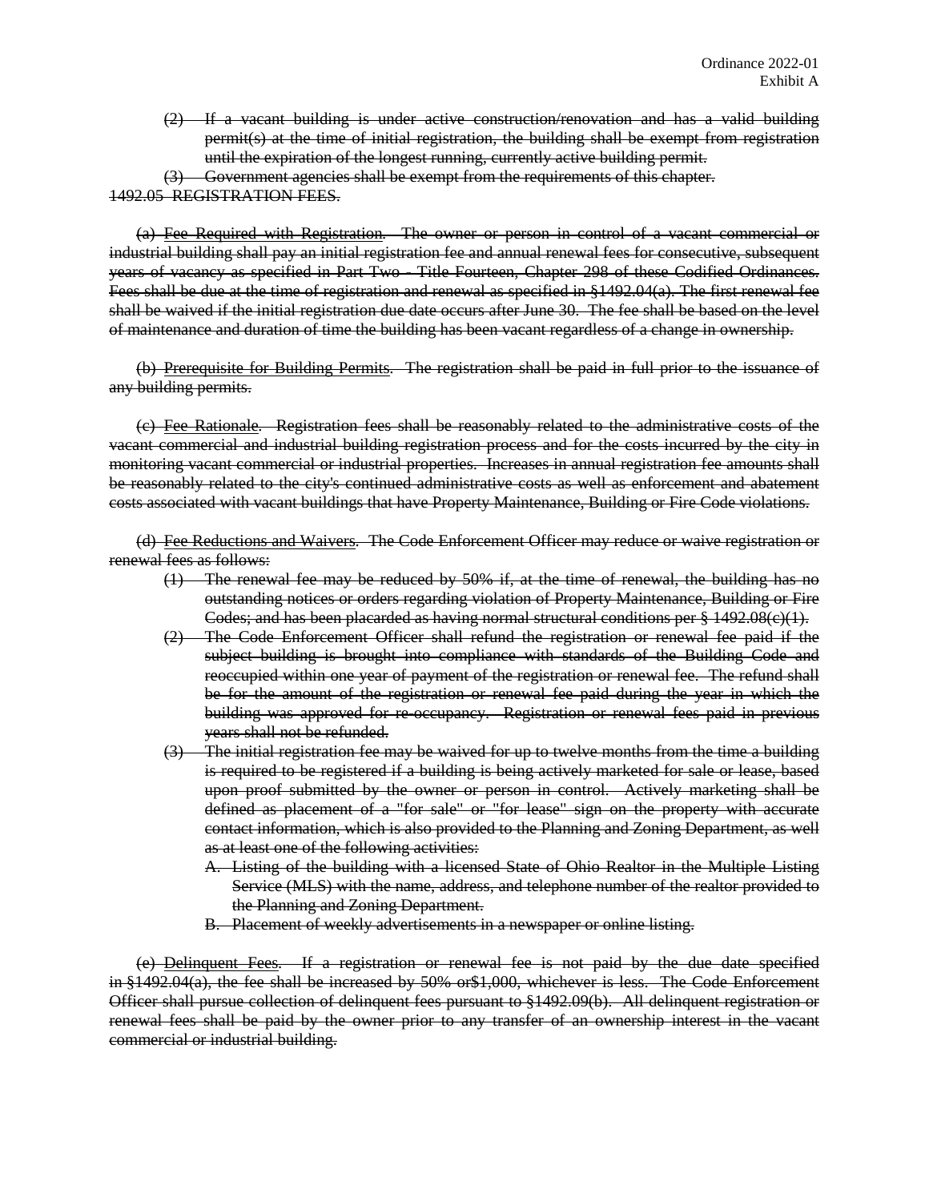~~(2) If a vacant building is under active construction/renovation and has a valid building permit(s) at the time of initial registration, the building shall be exempt from registration until the expiration of the longest running, currently active building permit.~~

~~(3) Government agencies shall be exempt from the requirements of this chapter.~~

~~1492.05 REGISTRATION FEES.~~

~~(a) Fee Required with Registration. The owner or person in control of a vacant commercial or industrial building shall pay an initial registration fee and annual renewal fees for consecutive, subsequent years of vacancy as specified in Part Two - Title Fourteen, Chapter 298 of these Codified Ordinances. Fees shall be due at the time of registration and renewal as specified in §1492.04(a). The first renewal fee shall be waived if the initial registration due date occurs after June 30. The fee shall be based on the level of maintenance and duration of time the building has been vacant regardless of a change in ownership.~~

~~(b) Prerequisite for Building Permits. The registration shall be paid in full prior to the issuance of any building permits.~~

~~(c) Fee Rationale. Registration fees shall be reasonably related to the administrative costs of the vacant commercial and industrial building registration process and for the costs incurred by the city in monitoring vacant commercial or industrial properties. Increases in annual registration fee amounts shall be reasonably related to the city's continued administrative costs as well as enforcement and abatement costs associated with vacant buildings that have Property Maintenance, Building or Fire Code violations.~~

~~(d) Fee Reductions and Waivers. The Code Enforcement Officer may reduce or waive registration or renewal fees as follows:~~

~~(1) The renewal fee may be reduced by 50% if, at the time of renewal, the building has no outstanding notices or orders regarding violation of Property Maintenance, Building or Fire Codes; and has been placarded as having normal structural conditions per § 1492.08(c)(1).~~

~~(2) The Code Enforcement Officer shall refund the registration or renewal fee paid if the subject building is brought into compliance with standards of the Building Code and reoccupied within one year of payment of the registration or renewal fee. The refund shall be for the amount of the registration or renewal fee paid during the year in which the building was approved for re-occupancy. Registration or renewal fees paid in previous years shall not be refunded.~~

~~(3) The initial registration fee may be waived for up to twelve months from the time a building is required to be registered if a building is being actively marketed for sale or lease, based upon proof submitted by the owner or person in control. Actively marketing shall be defined as placement of a "for sale" or "for lease" sign on the property with accurate contact information, which is also provided to the Planning and Zoning Department, as well as at least one of the following activities:~~

~~A. Listing of the building with a licensed State of Ohio Realtor in the Multiple Listing Service (MLS) with the name, address, and telephone number of the realtor provided to the Planning and Zoning Department.~~

~~B. Placement of weekly advertisements in a newspaper or online listing.~~

~~(e) Delinquent Fees. If a registration or renewal fee is not paid by the due date specified in §1492.04(a), the fee shall be increased by 50% or$1,000, whichever is less. The Code Enforcement Officer shall pursue collection of delinquent fees pursuant to §1492.09(b). All delinquent registration or renewal fees shall be paid by the owner prior to any transfer of an ownership interest in the vacant commercial or industrial building.~~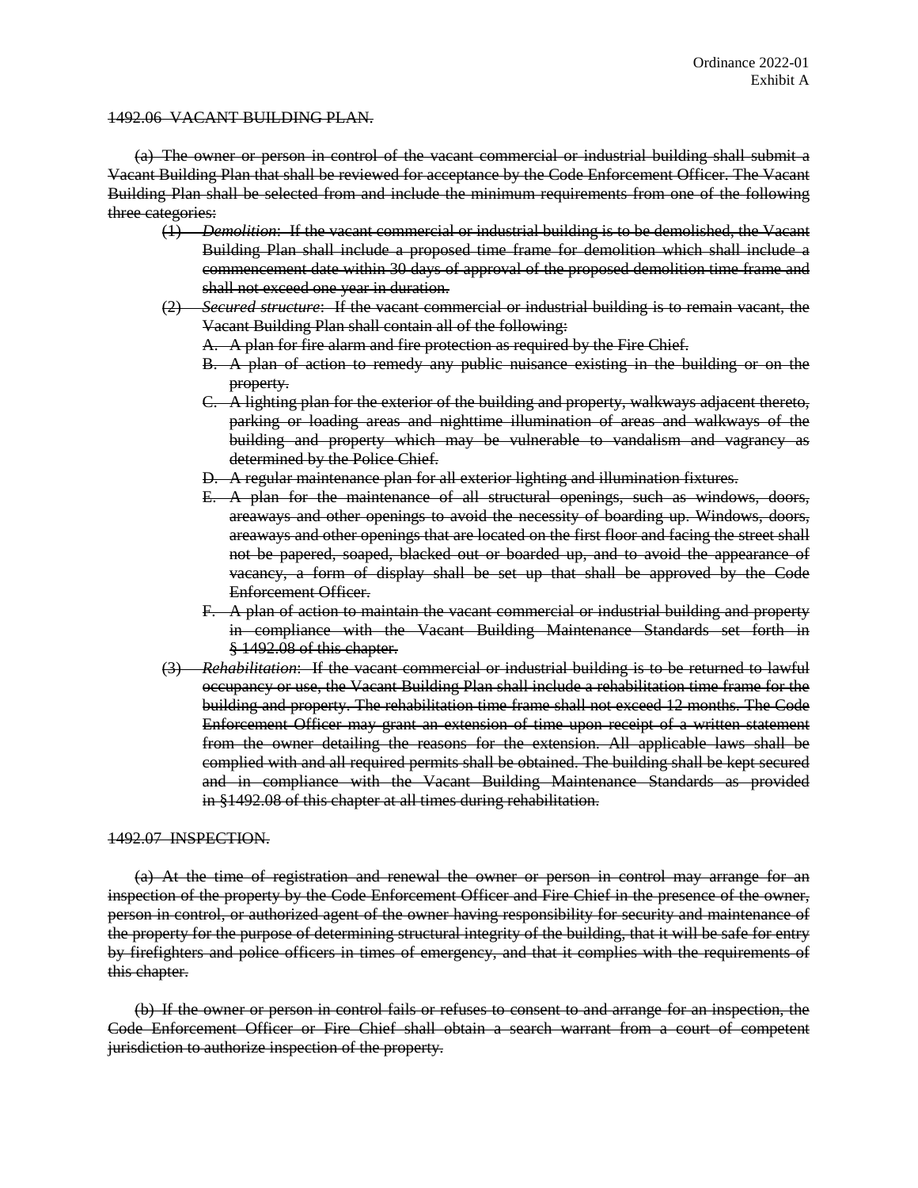~~1492.06 VACANT BUILDING PLAN.~~

~~(a) The owner or person in control of the vacant commercial or industrial building shall submit a Vacant Building Plan that shall be reviewed for acceptance by the Code Enforcement Officer. The Vacant Building Plan shall be selected from and include the minimum requirements from one of the following three categories:~~

~~(1) *Demolition*: If the vacant commercial or industrial building is to be demolished, the Vacant Building Plan shall include a proposed time frame for demolition which shall include a commencement date within 30 days of approval of the proposed demolition time frame and shall not exceed one year in duration.~~

~~(2) *Secured structure*: If the vacant commercial or industrial building is to remain vacant, the Vacant Building Plan shall contain all of the following:~~

~~A. A plan for fire alarm and fire protection as required by the Fire Chief.~~

~~B. A plan of action to remedy any public nuisance existing in the building or on the property.~~

~~C. A lighting plan for the exterior of the building and property, walkways adjacent thereto, parking or loading areas and nighttime illumination of areas and walkways of the building and property which may be vulnerable to vandalism and vagrancy as determined by the Police Chief.~~

~~D. A regular maintenance plan for all exterior lighting and illumination fixtures.~~

~~E. A plan for the maintenance of all structural openings, such as windows, doors, areaways and other openings to avoid the necessity of boarding up. Windows, doors, areaways and other openings that are located on the first floor and facing the street shall not be papered, soaped, blacked out or boarded up, and to avoid the appearance of vacancy, a form of display shall be set up that shall be approved by the Code Enforcement Officer.~~

~~F. A plan of action to maintain the vacant commercial or industrial building and property in compliance with the Vacant Building Maintenance Standards set forth in § 1492.08 of this chapter.~~

~~(3) *Rehabilitation*: If the vacant commercial or industrial building is to be returned to lawful occupancy or use, the Vacant Building Plan shall include a rehabilitation time frame for the building and property. The rehabilitation time frame shall not exceed 12 months. The Code Enforcement Officer may grant an extension of time upon receipt of a written statement from the owner detailing the reasons for the extension. All applicable laws shall be complied with and all required permits shall be obtained. The building shall be kept secured and in compliance with the Vacant Building Maintenance Standards as provided in §1492.08 of this chapter at all times during rehabilitation.~~

~~1492.07 INSPECTION.~~

~~(a) At the time of registration and renewal the owner or person in control may arrange for an inspection of the property by the Code Enforcement Officer and Fire Chief in the presence of the owner, person in control, or authorized agent of the owner having responsibility for security and maintenance of the property for the purpose of determining structural integrity of the building, that it will be safe for entry by firefighters and police officers in times of emergency, and that it complies with the requirements of this chapter.~~

~~(b) If the owner or person in control fails or refuses to consent to and arrange for an inspection, the Code Enforcement Officer or Fire Chief shall obtain a search warrant from a court of competent jurisdiction to authorize inspection of the property.~~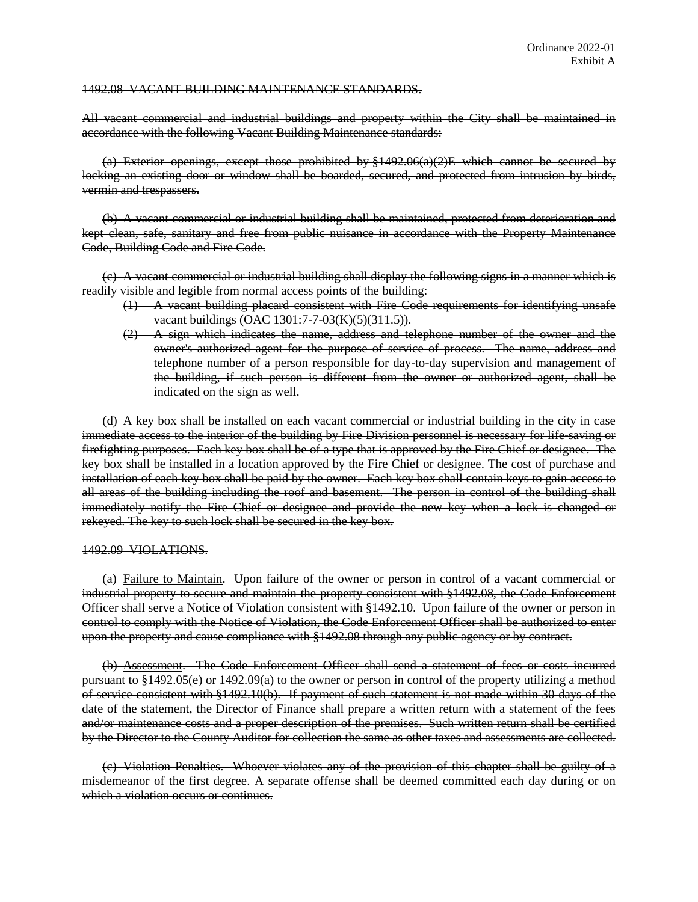Ordinance 2022-01
Exhibit A

~~1492.08 VACANT BUILDING MAINTENANCE STANDARDS.~~

~~All vacant commercial and industrial buildings and property within the City shall be maintained in accordance with the following Vacant Building Maintenance standards:~~

~~(a) Exterior openings, except those prohibited by §1492.06(a)(2)E which cannot be secured by locking an existing door or window shall be boarded, secured, and protected from intrusion by birds, vermin and trespassers.~~

~~(b) A vacant commercial or industrial building shall be maintained, protected from deterioration and kept clean, safe, sanitary and free from public nuisance in accordance with the Property Maintenance Code, Building Code and Fire Code.~~

~~(c) A vacant commercial or industrial building shall display the following signs in a manner which is readily visible and legible from normal access points of the building:~~

~~(1) A vacant building placard consistent with Fire Code requirements for identifying unsafe vacant buildings (OAC 1301:7-7-03(K)(5)(311.5)).~~

~~(2) A sign which indicates the name, address and telephone number of the owner and the owner's authorized agent for the purpose of service of process. The name, address and telephone number of a person responsible for day-to-day supervision and management of the building, if such person is different from the owner or authorized agent, shall be indicated on the sign as well.~~

~~(d) A key box shall be installed on each vacant commercial or industrial building in the city in case immediate access to the interior of the building by Fire Division personnel is necessary for life-saving or firefighting purposes. Each key box shall be of a type that is approved by the Fire Chief or designee. The key box shall be installed in a location approved by the Fire Chief or designee. The cost of purchase and installation of each key box shall be paid by the owner. Each key box shall contain keys to gain access to all areas of the building including the roof and basement. The person in control of the building shall immediately notify the Fire Chief or designee and provide the new key when a lock is changed or rekeyed. The key to such lock shall be secured in the key box.~~

~~1492.09 VIOLATIONS.~~

~~(a) Failure to Maintain. Upon failure of the owner or person in control of a vacant commercial or industrial property to secure and maintain the property consistent with §1492.08, the Code Enforcement Officer shall serve a Notice of Violation consistent with §1492.10. Upon failure of the owner or person in control to comply with the Notice of Violation, the Code Enforcement Officer shall be authorized to enter upon the property and cause compliance with §1492.08 through any public agency or by contract.~~

~~(b) Assessment. The Code Enforcement Officer shall send a statement of fees or costs incurred pursuant to §1492.05(e) or 1492.09(a) to the owner or person in control of the property utilizing a method of service consistent with §1492.10(b). If payment of such statement is not made within 30 days of the date of the statement, the Director of Finance shall prepare a written return with a statement of the fees and/or maintenance costs and a proper description of the premises. Such written return shall be certified by the Director to the County Auditor for collection the same as other taxes and assessments are collected.~~

~~(c) Violation Penalties. Whoever violates any of the provision of this chapter shall be guilty of a misdemeanor of the first degree. A separate offense shall be deemed committed each day during or on which a violation occurs or continues.~~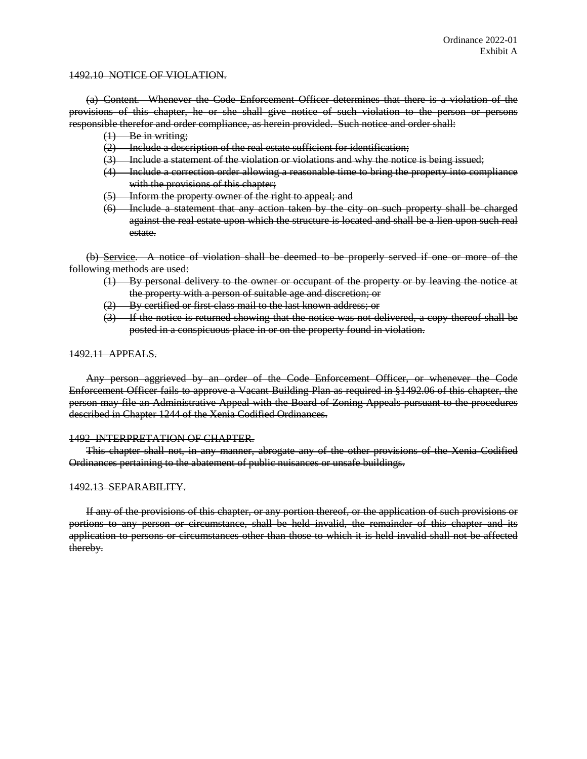~~1492.10 NOTICE OF VIOLATION.~~

~~(a) Content. Whenever the Code Enforcement Officer determines that there is a violation of the provisions of this chapter, he or she shall give notice of such violation to the person or persons responsible therefor and order compliance, as herein provided. Such notice and order shall:~~

~~(1) Be in writing;~~

~~(2) Include a description of the real estate sufficient for identification;~~

~~(3) Include a statement of the violation or violations and why the notice is being issued;~~

~~(4) Include a correction order allowing a reasonable time to bring the property into compliance with the provisions of this chapter;~~

~~(5) Inform the property owner of the right to appeal; and~~

~~(6) Include a statement that any action taken by the city on such property shall be charged against the real estate upon which the structure is located and shall be a lien upon such real estate.~~

~~(b) Service. A notice of violation shall be deemed to be properly served if one or more of the following methods are used:~~

~~(1) By personal delivery to the owner or occupant of the property or by leaving the notice at the property with a person of suitable age and discretion; or~~

~~(2) By certified or first-class mail to the last known address; or~~

~~(3) If the notice is returned showing that the notice was not delivered, a copy thereof shall be posted in a conspicuous place in or on the property found in violation.~~

~~1492.11 APPEALS.~~

~~Any person aggrieved by an order of the Code Enforcement Officer, or whenever the Code Enforcement Officer fails to approve a Vacant Building Plan as required in §1492.06 of this chapter, the person may file an Administrative Appeal with the Board of Zoning Appeals pursuant to the procedures described in Chapter 1244 of the Xenia Codified Ordinances.~~

~~1492 INTERPRETATION OF CHAPTER.~~

~~This chapter shall not, in any manner, abrogate any of the other provisions of the Xenia Codified Ordinances pertaining to the abatement of public nuisances or unsafe buildings.~~

~~1492.13 SEPARABILITY.~~

~~If any of the provisions of this chapter, or any portion thereof, or the application of such provisions or portions to any person or circumstance, shall be held invalid, the remainder of this chapter and its application to persons or circumstances other than those to which it is held invalid shall not be affected thereby.~~